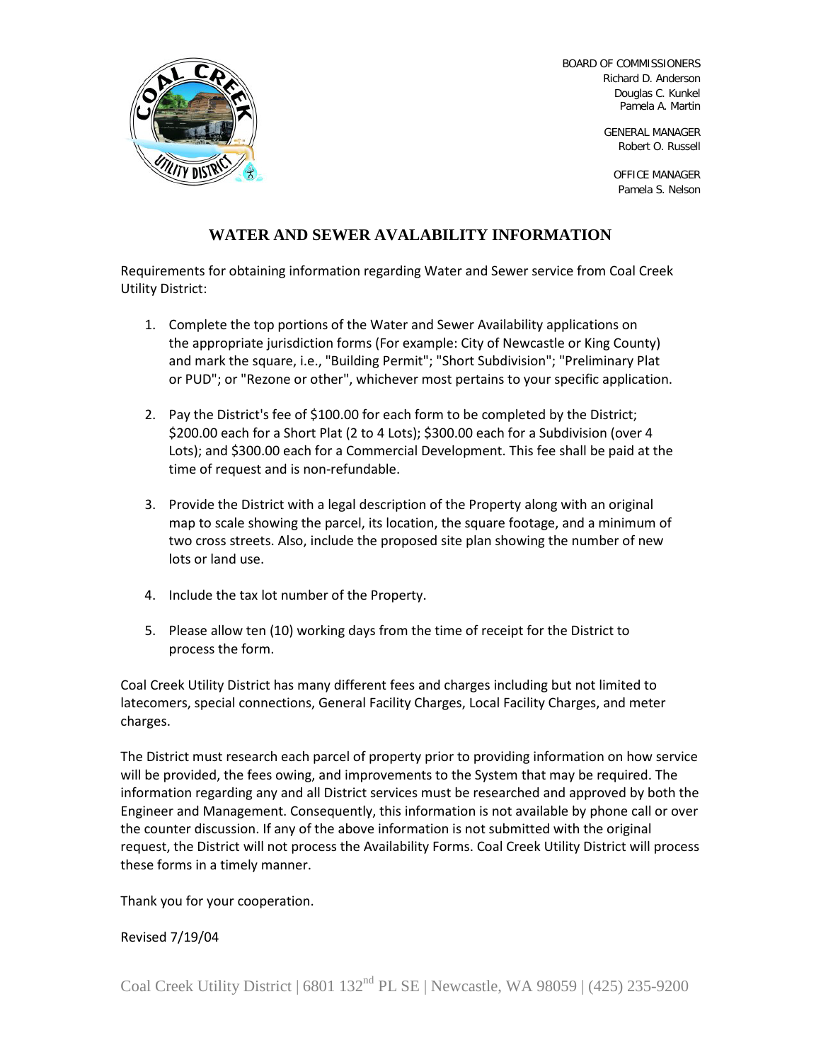BOARD OF COMMISSIONERS
Richard D. Anderson
Douglas C. Kunkel
Pamela A. Martin

GENERAL MANAGER
Robert O. Russell

OFFICE MANAGER
Pamela S. Nelson

# WATER AND SEWER AVALABILITY INFORMATION

Requirements for obtaining information regarding Water and Sewer service from Coal Creek Utility District:

1. Complete the top portions of the Water and Sewer Availability applications on the appropriate jurisdiction forms (For example: City of Newcastle or King County) and mark the square, i.e., "Building Permit"; "Short Subdivision"; "Preliminary Plat or PUD"; or "Rezone or other", whichever most pertains to your specific application.

2. Pay the District's fee of $100.00 for each form to be completed by the District; $200.00 each for a Short Plat (2 to 4 Lots); $300.00 each for a Subdivision (over 4 Lots); and $300.00 each for a Commercial Development. This fee shall be paid at the time of request and is non-refundable.

3. Provide the District with a legal description of the Property along with an original map to scale showing the parcel, its location, the square footage, and a minimum of two cross streets. Also, include the proposed site plan showing the number of new lots or land use.

4. Include the tax lot number of the Property.

5. Please allow ten (10) working days from the time of receipt for the District to process the form.

Coal Creek Utility District has many different fees and charges including but not limited to latecomers, special connections, General Facility Charges, Local Facility Charges, and meter charges.

The District must research each parcel of property prior to providing information on how service will be provided, the fees owing, and improvements to the System that may be required. The information regarding any and all District services must be researched and approved by both the Engineer and Management. Consequently, this information is not available by phone call or over the counter discussion. If any of the above information is not submitted with the original request, the District will not process the Availability Forms. Coal Creek Utility District will process these forms in a timely manner.

Thank you for your cooperation.

Revised 7/19/04

Coal Creek Utility District | 6801 132nd PL SE | Newcastle, WA 98059 | (425) 235-9200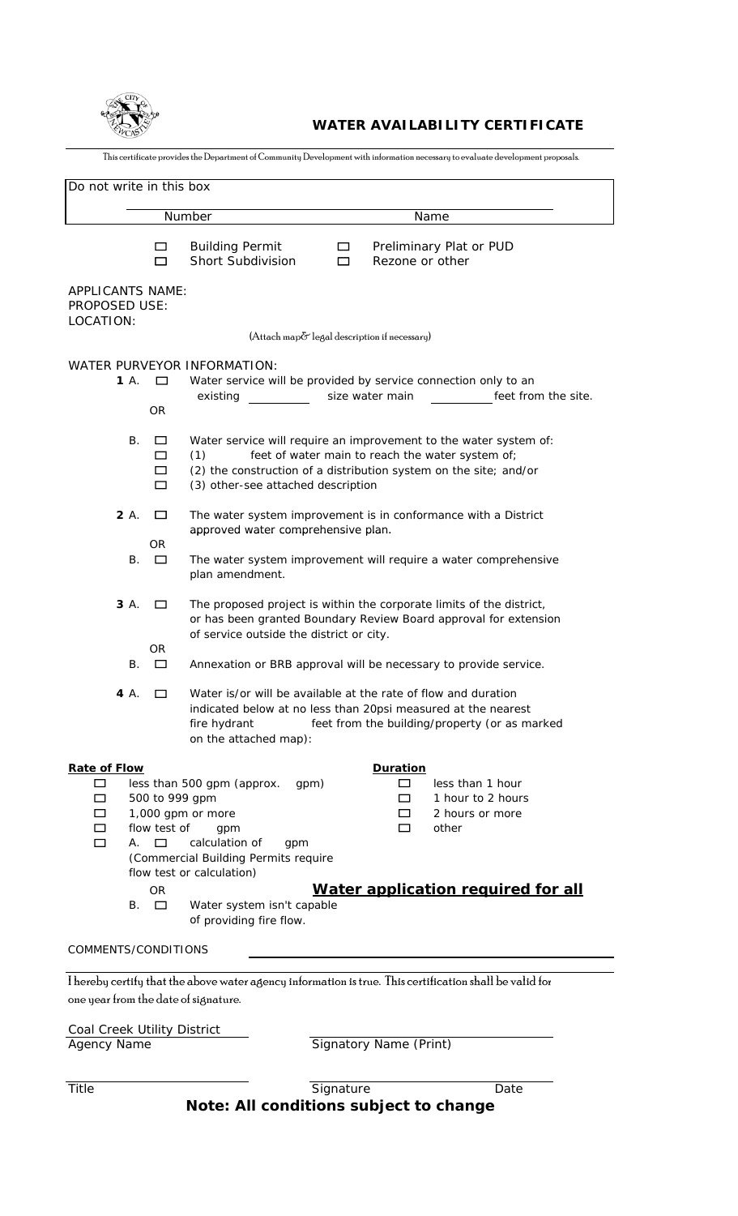# WATER AVAILABILITY CERTIFICATE

This certificate provides the Department of Community Development with information necessary to evaluate development proposals.

Do not write in this box

| Number | Name |
| --- | --- |
| | |

☐ Building Permit ☐ Preliminary Plat or PUD
☐ Short Subdivision ☐ Rezone or other

APPLICANTS NAME:
PROPOSED USE:
LOCATION:

(Attach map & legal description if necessary)

WATER PURVEYOR INFORMATION:

**1** A. ☐ Water service will be provided by service connection only to an existing ________ size water main ________ feet from the site.

OR

B. ☐ Water service will require an improvement to the water system of:
☐ (1) feet of water main to reach the water system of;
☐ (2) the construction of a distribution system on the site; and/or
☐ (3) other-see attached description

**2** A. ☐ The water system improvement is in conformance with a District approved water comprehensive plan.

OR

B. ☐ The water system improvement will require a water comprehensive plan amendment.

**3** A. ☐ The proposed project is within the corporate limits of the district, or has been granted Boundary Review Board approval for extension of service outside the district or city.

OR

B. ☐ Annexation or BRB approval will be necessary to provide service.

**4** A. ☐ Water is/or will be available at the rate of flow and duration indicated below at no less than 20psi measured at the nearest fire hydrant ________ feet from the building/property (or as marked on the attached map):

**Rate of Flow**

☐ less than 500 gpm (approx. gpm)
☐ 500 to 999 gpm
☐ 1,000 gpm or more
☐ flow test of gpm
☐ A. ☐ calculation of gpm
(Commercial Building Permits require flow test or calculation)

OR

B. ☐ Water system isn't capable of providing fire flow.

**Duration**

☐ less than 1 hour
☐ 1 hour to 2 hours
☐ 2 hours or more
☐ other

**Water application required for all**

COMMENTS/CONDITIONS ________________________________________

I hereby certify that the above water agency information is true. This certification shall be valid for one year from the date of signature.

Coal Creek Utility District
Agency Name

Signatory Name (Print)

Title

Signature

Date

**Note: All conditions subject to change**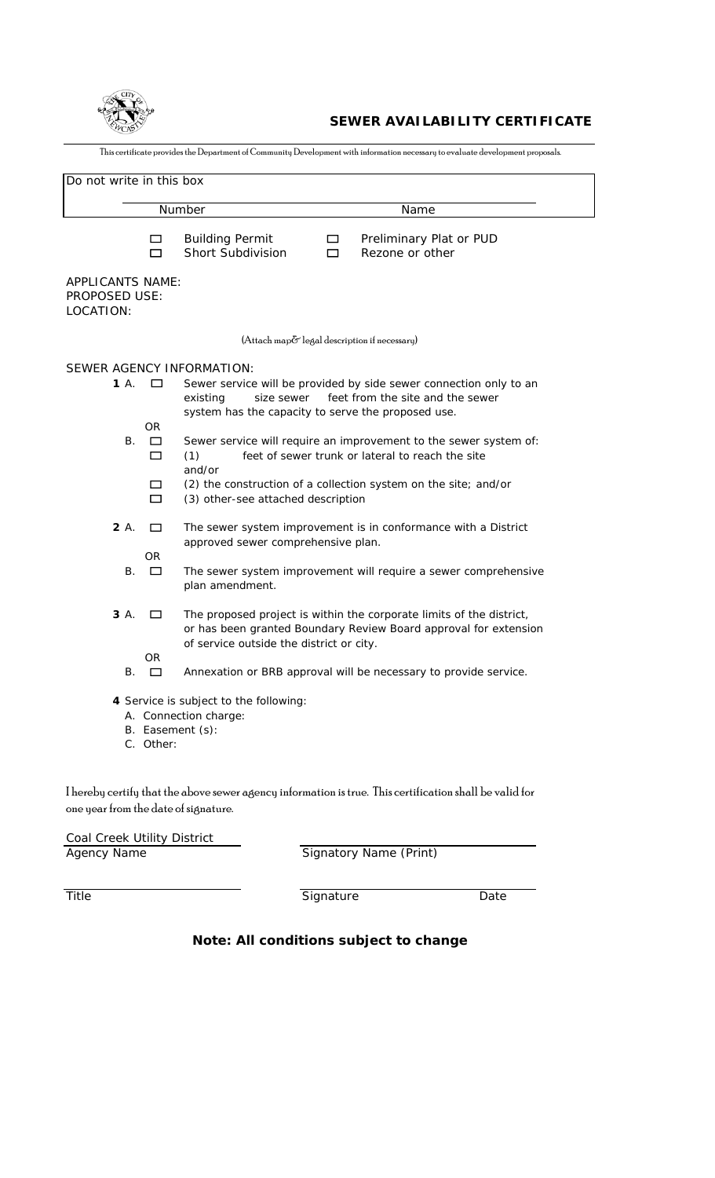# SEWER AVAILABILITY CERTIFICATE

This certificate provides the Department of Community Development with information necessary to evaluate development proposals.

| Do not write in this box | |
|---|---|
| Number | Name |

☐ Building Permit ☐ Preliminary Plat or PUD
☐ Short Subdivision ☐ Rezone or other

APPLICANTS NAME:
PROPOSED USE:
LOCATION:

(Attach map & legal description if necessary)

SEWER AGENCY INFORMATION:

**1** A. ☐ Sewer service will be provided by side sewer connection only to an existing size sewer feet from the site and the sewer system has the capacity to serve the proposed use.

OR

B. ☐ Sewer service will require an improvement to the sewer system of:
☐ (1) feet of sewer trunk or lateral to reach the site and/or
☐ (2) the construction of a collection system on the site; and/or
☐ (3) other-see attached description

**2** A. ☐ The sewer system improvement is in conformance with a District approved sewer comprehensive plan.

OR

B. ☐ The sewer system improvement will require a sewer comprehensive plan amendment.

**3** A. ☐ The proposed project is within the corporate limits of the district, or has been granted Boundary Review Board approval for extension of service outside the district or city.

OR

B. ☐ Annexation or BRB approval will be necessary to provide service.

**4** Service is subject to the following:
A. Connection charge:
B. Easement (s):
C. Other:

I hereby certify that the above sewer agency information is true. This certification shall be valid for one year from the date of signature.

Coal Creek Utility District
Agency Name

Signatory Name (Print)

Title

Signature Date

**Note: All conditions subject to change**